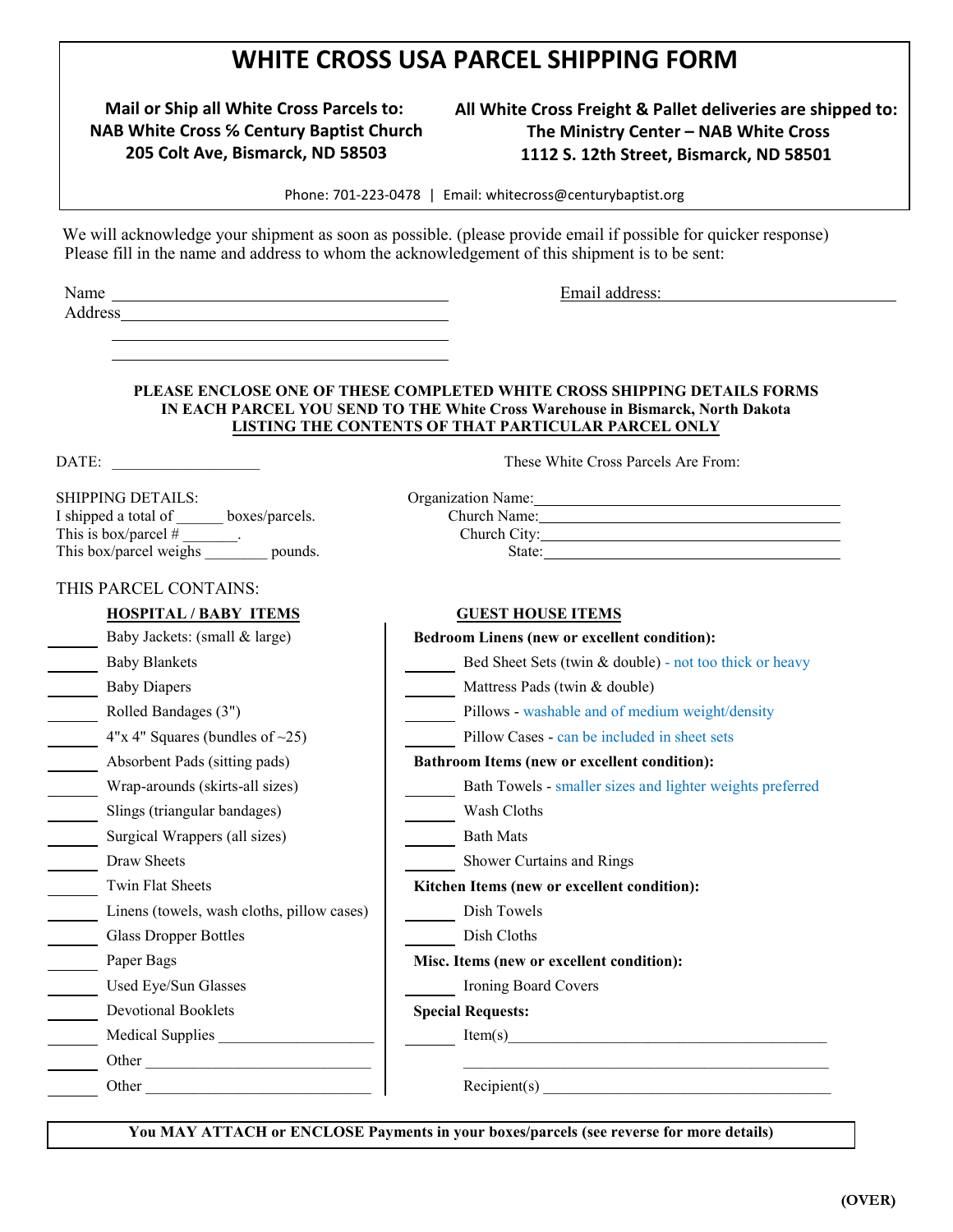# WHITE CROSS USA PARCEL SHIPPING FORM

**Mail or Ship all White Cross Parcels to:**
**NAB White Cross % Century Baptist Church**
**205 Colt Ave, Bismarck, ND 58503**

**All White Cross Freight & Pallet deliveries are shipped to:**
**The Ministry Center – NAB White Cross**
**1112 S. 12th Street, Bismarck, ND 58501**

Phone: 701-223-0478 | Email: whitecross@centurybaptist.org

We will acknowledge your shipment as soon as possible. (please provide email if possible for quicker response)
Please fill in the name and address to whom the acknowledgement of this shipment is to be sent:

Name ______________________________________ Email address: ______________________________

Address ____________________________________

___________________________________________

___________________________________________

**PLEASE ENCLOSE ONE OF THESE COMPLETED WHITE CROSS SHIPPING DETAILS FORMS IN EACH PARCEL YOU SEND TO THE White Cross Warehouse in Bismarck, North Dakota**
**LISTING THE CONTENTS OF THAT PARTICULAR PARCEL ONLY**

DATE: __________________

These White Cross Parcels Are From:

Organization Name: ______________________________________
Church Name: ______________________________________
Church City: ______________________________________
State: ______________________________________

SHIPPING DETAILS:
I shipped a total of ______ boxes/parcels.
This is box/parcel # _______.
This box/parcel weighs ________ pounds.

THIS PARCEL CONTAINS:

**HOSPITAL / BABY ITEMS**

______ Baby Jackets: (small & large)
______ Baby Blankets
______ Baby Diapers
______ Rolled Bandages (3")
______ 4"x 4" Squares (bundles of ~25)
______ Absorbent Pads (sitting pads)
______ Wrap-arounds (skirts-all sizes)
______ Slings (triangular bandages)
______ Surgical Wrappers (all sizes)
______ Draw Sheets
______ Twin Flat Sheets
______ Linens (towels, wash cloths, pillow cases)
______ Glass Dropper Bottles
______ Paper Bags
______ Used Eye/Sun Glasses
______ Devotional Booklets
______ Medical Supplies ____________________
______ Other ______________________________
______ Other ______________________________

**GUEST HOUSE ITEMS**

**Bedroom Linens (new or excellent condition):**
______ Bed Sheet Sets (twin & double) - not too thick or heavy
______ Mattress Pads (twin & double)
______ Pillows - washable and of medium weight/density
______ Pillow Cases - can be included in sheet sets

**Bathroom Items (new or excellent condition):**
______ Bath Towels - smaller sizes and lighter weights preferred
______ Wash Cloths
______ Bath Mats
______ Shower Curtains and Rings

**Kitchen Items (new or excellent condition):**
______ Dish Towels
______ Dish Cloths

**Misc. Items (new or excellent condition):**
______ Ironing Board Covers

**Special Requests:**
______ Item(s) ______________________________________
_____________________________________________
Recipient(s) ______________________________________

**You MAY ATTACH or ENCLOSE Payments in your boxes/parcels (see reverse for more details)**

**(OVER)**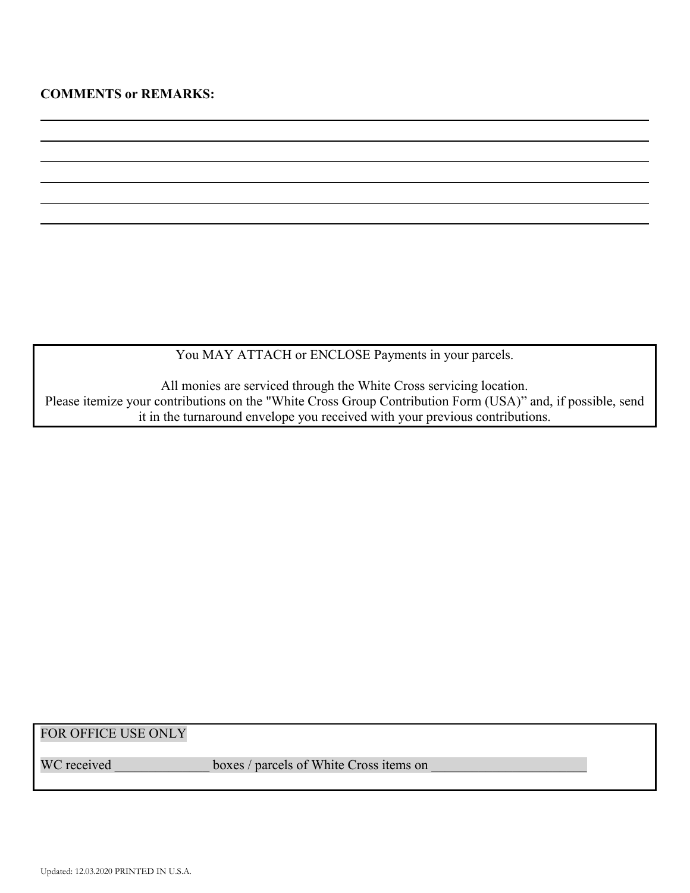**COMMENTS or REMARKS:**

______________________________________________________________________________

______________________________________________________________________________

______________________________________________________________________________

______________________________________________________________________________

______________________________________________________________________________

______________________________________________________________________________

You MAY ATTACH or ENCLOSE Payments in your parcels.

All monies are serviced through the White Cross servicing location.
Please itemize your contributions on the "White Cross Group Contribution Form (USA)" and, if possible, send it in the turnaround envelope you received with your previous contributions.

FOR OFFICE USE ONLY

WC received ______________ boxes / parcels of White Cross items on ________________________

Updated: 12.03.2020 PRINTED IN U.S.A.